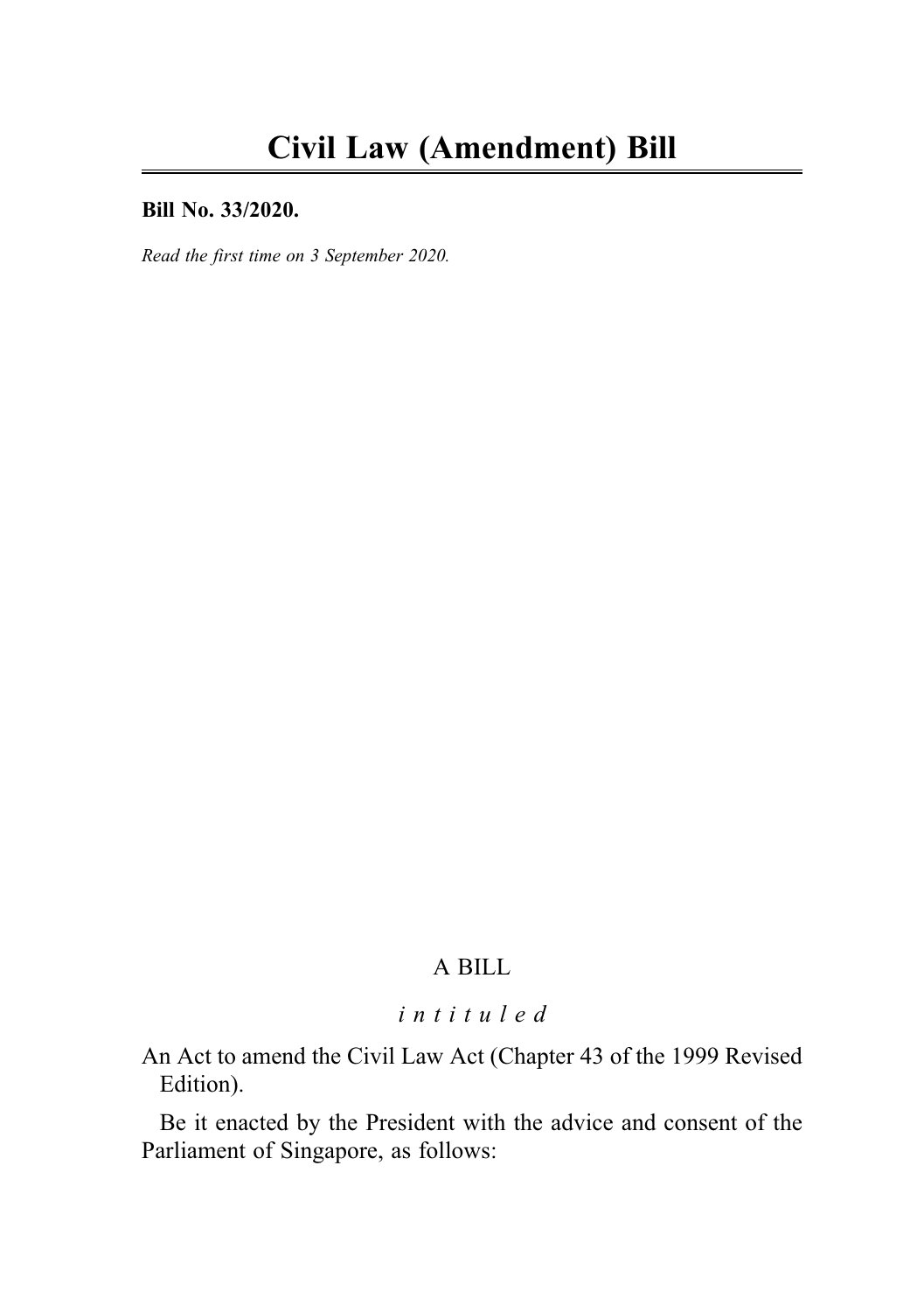# Civil Law (Amendment) Bill

**Bill No. 33/2020.**

*Read the first time on 3 September 2020.*

A BILL

*i n t i t u l e d*

An Act to amend the Civil Law Act (Chapter 43 of the 1999 Revised Edition).

Be it enacted by the President with the advice and consent of the Parliament of Singapore, as follows: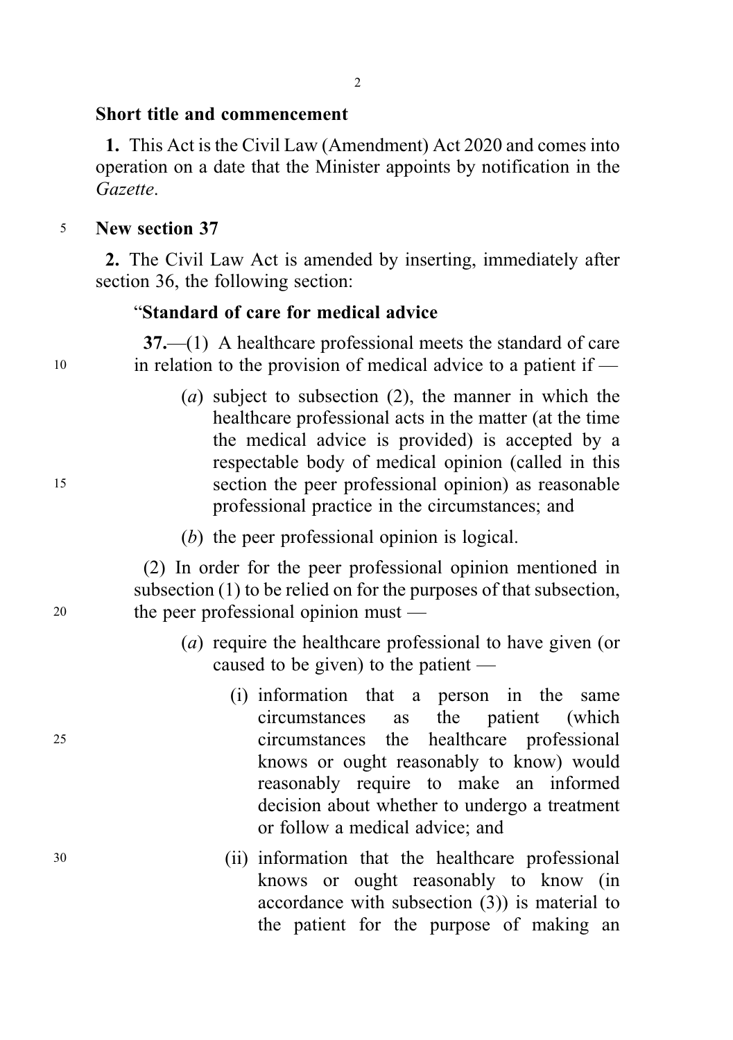**Short title and commencement**

**1.** This Act is the Civil Law (Amendment) Act 2020 and comes into operation on a date that the Minister appoints by notification in the *Gazette*.

**New section 37**

**2.** The Civil Law Act is amended by inserting, immediately after section 36, the following section:

"**Standard of care for medical advice**

**37.**—(1) A healthcare professional meets the standard of care in relation to the provision of medical advice to a patient if —

(*a*) subject to subsection (2), the manner in which the healthcare professional acts in the matter (at the time the medical advice is provided) is accepted by a respectable body of medical opinion (called in this section the peer professional opinion) as reasonable professional practice in the circumstances; and

(*b*) the peer professional opinion is logical.

(2) In order for the peer professional opinion mentioned in subsection (1) to be relied on for the purposes of that subsection, the peer professional opinion must —

(*a*) require the healthcare professional to have given (or caused to be given) to the patient —

(i) information that a person in the same circumstances as the patient (which circumstances the healthcare professional knows or ought reasonably to know) would reasonably require to make an informed decision about whether to undergo a treatment or follow a medical advice; and

(ii) information that the healthcare professional knows or ought reasonably to know (in accordance with subsection (3)) is material to the patient for the purpose of making an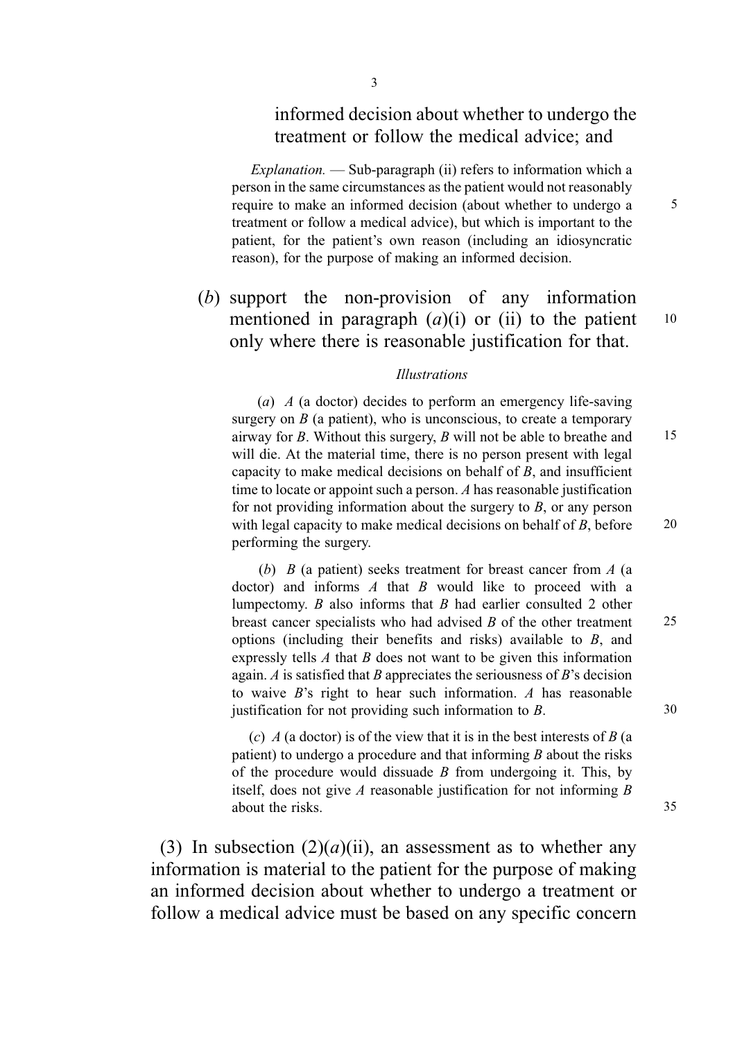informed decision about whether to undergo the treatment or follow the medical advice; and

*Explanation.* — Sub-paragraph (ii) refers to information which a person in the same circumstances as the patient would not reasonably require to make an informed decision (about whether to undergo a treatment or follow a medical advice), but which is important to the patient, for the patient's own reason (including an idiosyncratic reason), for the purpose of making an informed decision.

(*b*) support the non-provision of any information mentioned in paragraph (*a*)(i) or (ii) to the patient only where there is reasonable justification for that.

*Illustrations*

(*a*) *A* (a doctor) decides to perform an emergency life-saving surgery on *B* (a patient), who is unconscious, to create a temporary airway for *B*. Without this surgery, *B* will not be able to breathe and will die. At the material time, there is no person present with legal capacity to make medical decisions on behalf of *B*, and insufficient time to locate or appoint such a person. *A* has reasonable justification for not providing information about the surgery to *B*, or any person with legal capacity to make medical decisions on behalf of *B*, before performing the surgery.

(*b*) *B* (a patient) seeks treatment for breast cancer from *A* (a doctor) and informs *A* that *B* would like to proceed with a lumpectomy. *B* also informs that *B* had earlier consulted 2 other breast cancer specialists who had advised *B* of the other treatment options (including their benefits and risks) available to *B*, and expressly tells *A* that *B* does not want to be given this information again. *A* is satisfied that *B* appreciates the seriousness of *B*'s decision to waive *B*'s right to hear such information. *A* has reasonable justification for not providing such information to *B*.

(*c*) *A* (a doctor) is of the view that it is in the best interests of *B* (a patient) to undergo a procedure and that informing *B* about the risks of the procedure would dissuade *B* from undergoing it. This, by itself, does not give *A* reasonable justification for not informing *B* about the risks.

(3) In subsection (2)(*a*)(ii), an assessment as to whether any information is material to the patient for the purpose of making an informed decision about whether to undergo a treatment or follow a medical advice must be based on any specific concern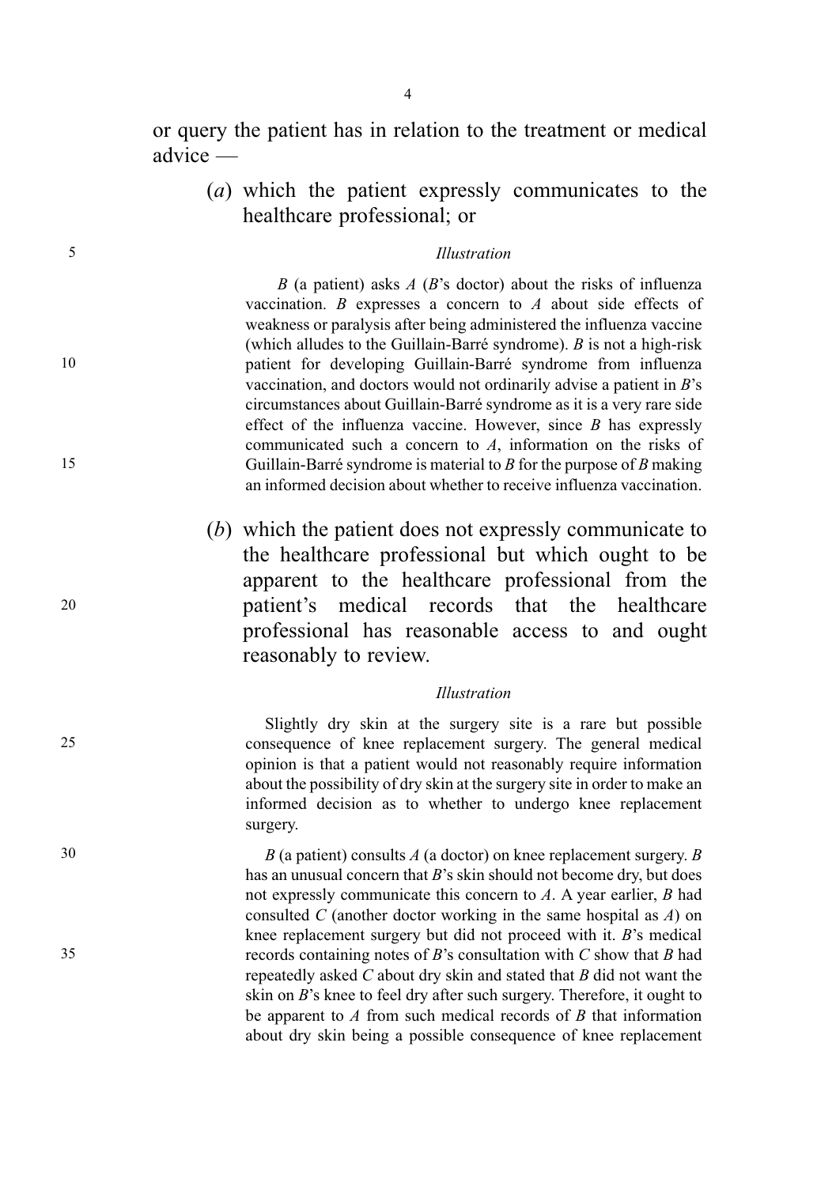or query the patient has in relation to the treatment or medical advice —

(*a*) which the patient expressly communicates to the healthcare professional; or

*Illustration*

*B* (a patient) asks *A* (*B*'s doctor) about the risks of influenza vaccination. *B* expresses a concern to *A* about side effects of weakness or paralysis after being administered the influenza vaccine (which alludes to the Guillain-Barré syndrome). *B* is not a high-risk patient for developing Guillain-Barré syndrome from influenza vaccination, and doctors would not ordinarily advise a patient in *B*'s circumstances about Guillain-Barré syndrome as it is a very rare side effect of the influenza vaccine. However, since *B* has expressly communicated such a concern to *A*, information on the risks of Guillain-Barré syndrome is material to *B* for the purpose of *B* making an informed decision about whether to receive influenza vaccination.

(*b*) which the patient does not expressly communicate to the healthcare professional but which ought to be apparent to the healthcare professional from the patient's medical records that the healthcare professional has reasonable access to and ought reasonably to review.

*Illustration*

Slightly dry skin at the surgery site is a rare but possible consequence of knee replacement surgery. The general medical opinion is that a patient would not reasonably require information about the possibility of dry skin at the surgery site in order to make an informed decision as to whether to undergo knee replacement surgery.

*B* (a patient) consults *A* (a doctor) on knee replacement surgery. *B* has an unusual concern that *B*'s skin should not become dry, but does not expressly communicate this concern to *A*. A year earlier, *B* had consulted *C* (another doctor working in the same hospital as *A*) on knee replacement surgery but did not proceed with it. *B*'s medical records containing notes of *B*'s consultation with *C* show that *B* had repeatedly asked *C* about dry skin and stated that *B* did not want the skin on *B*'s knee to feel dry after such surgery. Therefore, it ought to be apparent to *A* from such medical records of *B* that information about dry skin being a possible consequence of knee replacement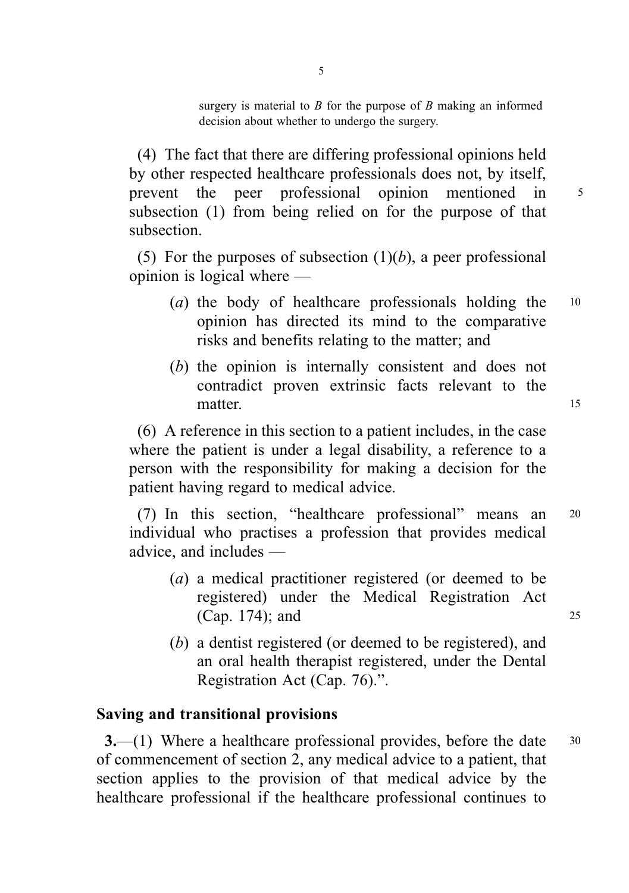surgery is material to *B* for the purpose of *B* making an informed decision about whether to undergo the surgery.

(4) The fact that there are differing professional opinions held by other respected healthcare professionals does not, by itself, prevent the peer professional opinion mentioned in subsection (1) from being relied on for the purpose of that subsection.

(5) For the purposes of subsection (1)(*b*), a peer professional opinion is logical where —

(*a*) the body of healthcare professionals holding the opinion has directed its mind to the comparative risks and benefits relating to the matter; and

(*b*) the opinion is internally consistent and does not contradict proven extrinsic facts relevant to the matter.

(6) A reference in this section to a patient includes, in the case where the patient is under a legal disability, a reference to a person with the responsibility for making a decision for the patient having regard to medical advice.

(7) In this section, "healthcare professional" means an individual who practises a profession that provides medical advice, and includes —

(*a*) a medical practitioner registered (or deemed to be registered) under the Medical Registration Act (Cap. 174); and

(*b*) a dentist registered (or deemed to be registered), and an oral health therapist registered, under the Dental Registration Act (Cap. 76).".

**Saving and transitional provisions**

**3.**—(1) Where a healthcare professional provides, before the date of commencement of section 2, any medical advice to a patient, that section applies to the provision of that medical advice by the healthcare professional if the healthcare professional continues to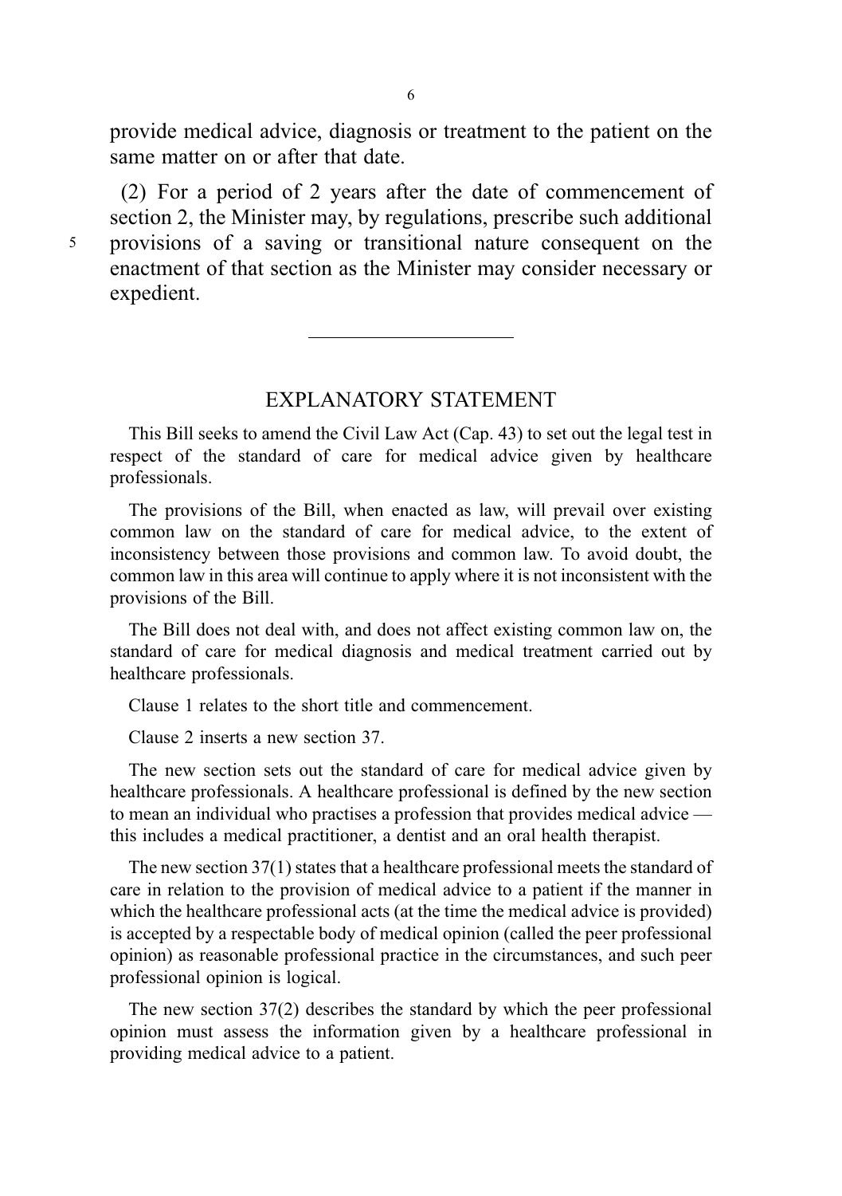provide medical advice, diagnosis or treatment to the patient on the same matter on or after that date.

(2) For a period of 2 years after the date of commencement of section 2, the Minister may, by regulations, prescribe such additional provisions of a saving or transitional nature consequent on the enactment of that section as the Minister may consider necessary or expedient.

---

## EXPLANATORY STATEMENT

This Bill seeks to amend the Civil Law Act (Cap. 43) to set out the legal test in respect of the standard of care for medical advice given by healthcare professionals.

The provisions of the Bill, when enacted as law, will prevail over existing common law on the standard of care for medical advice, to the extent of inconsistency between those provisions and common law. To avoid doubt, the common law in this area will continue to apply where it is not inconsistent with the provisions of the Bill.

The Bill does not deal with, and does not affect existing common law on, the standard of care for medical diagnosis and medical treatment carried out by healthcare professionals.

Clause 1 relates to the short title and commencement.

Clause 2 inserts a new section 37.

The new section sets out the standard of care for medical advice given by healthcare professionals. A healthcare professional is defined by the new section to mean an individual who practises a profession that provides medical advice — this includes a medical practitioner, a dentist and an oral health therapist.

The new section 37(1) states that a healthcare professional meets the standard of care in relation to the provision of medical advice to a patient if the manner in which the healthcare professional acts (at the time the medical advice is provided) is accepted by a respectable body of medical opinion (called the peer professional opinion) as reasonable professional practice in the circumstances, and such peer professional opinion is logical.

The new section 37(2) describes the standard by which the peer professional opinion must assess the information given by a healthcare professional in providing medical advice to a patient.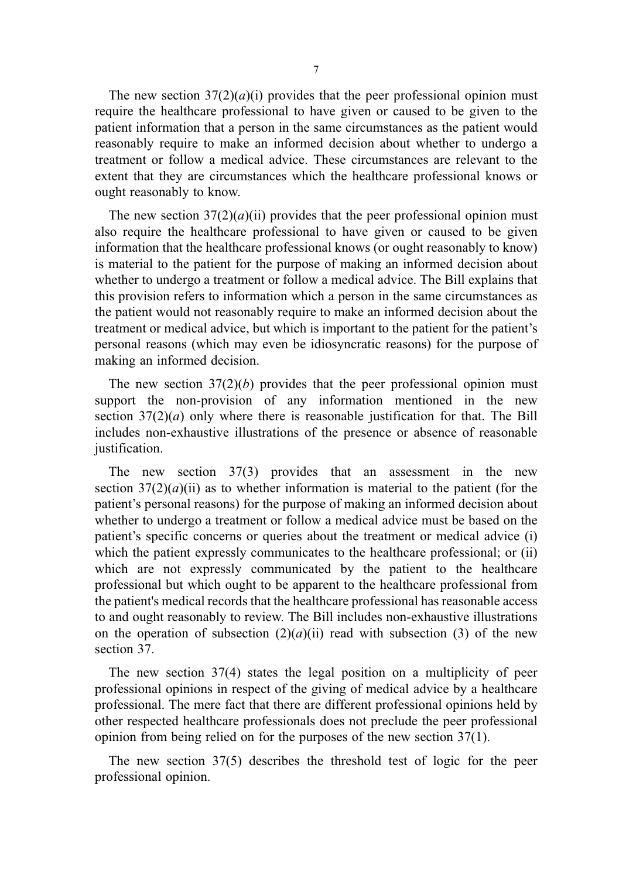The new section 37(2)(*a*)(i) provides that the peer professional opinion must require the healthcare professional to have given or caused to be given to the patient information that a person in the same circumstances as the patient would reasonably require to make an informed decision about whether to undergo a treatment or follow a medical advice. These circumstances are relevant to the extent that they are circumstances which the healthcare professional knows or ought reasonably to know.

The new section 37(2)(*a*)(ii) provides that the peer professional opinion must also require the healthcare professional to have given or caused to be given information that the healthcare professional knows (or ought reasonably to know) is material to the patient for the purpose of making an informed decision about whether to undergo a treatment or follow a medical advice. The Bill explains that this provision refers to information which a person in the same circumstances as the patient would not reasonably require to make an informed decision about the treatment or medical advice, but which is important to the patient for the patient's personal reasons (which may even be idiosyncratic reasons) for the purpose of making an informed decision.

The new section 37(2)(*b*) provides that the peer professional opinion must support the non-provision of any information mentioned in the new section 37(2)(*a*) only where there is reasonable justification for that. The Bill includes non-exhaustive illustrations of the presence or absence of reasonable justification.

The new section 37(3) provides that an assessment in the new section 37(2)(*a*)(ii) as to whether information is material to the patient (for the patient's personal reasons) for the purpose of making an informed decision about whether to undergo a treatment or follow a medical advice must be based on the patient's specific concerns or queries about the treatment or medical advice (i) which the patient expressly communicates to the healthcare professional; or (ii) which are not expressly communicated by the patient to the healthcare professional but which ought to be apparent to the healthcare professional from the patient's medical records that the healthcare professional has reasonable access to and ought reasonably to review. The Bill includes non-exhaustive illustrations on the operation of subsection (2)(*a*)(ii) read with subsection (3) of the new section 37.

The new section 37(4) states the legal position on a multiplicity of peer professional opinions in respect of the giving of medical advice by a healthcare professional. The mere fact that there are different professional opinions held by other respected healthcare professionals does not preclude the peer professional opinion from being relied on for the purposes of the new section 37(1).

The new section 37(5) describes the threshold test of logic for the peer professional opinion.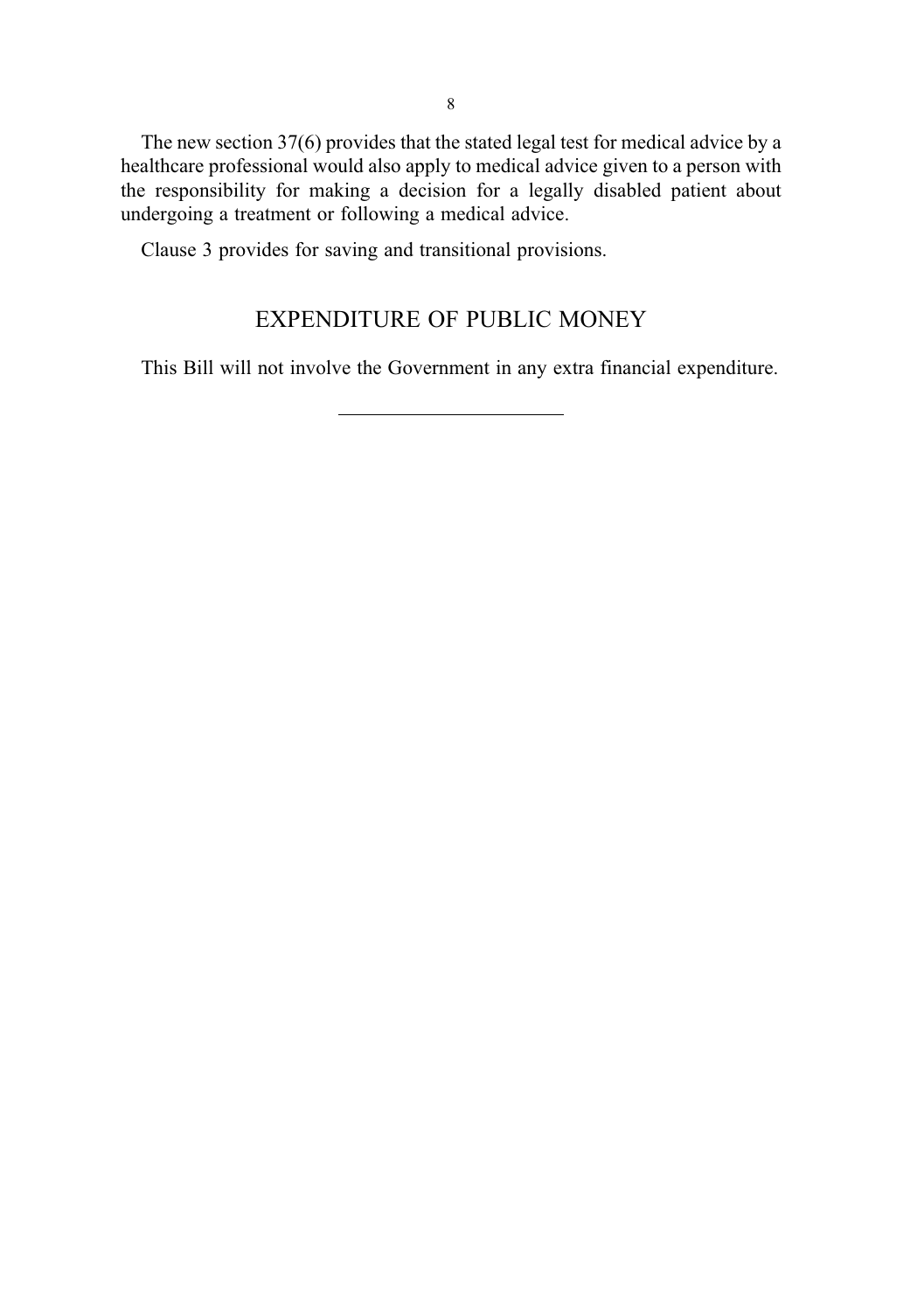The new section 37(6) provides that the stated legal test for medical advice by a healthcare professional would also apply to medical advice given to a person with the responsibility for making a decision for a legally disabled patient about undergoing a treatment or following a medical advice.

Clause 3 provides for saving and transitional provisions.

## EXPENDITURE OF PUBLIC MONEY

This Bill will not involve the Government in any extra financial expenditure.

---